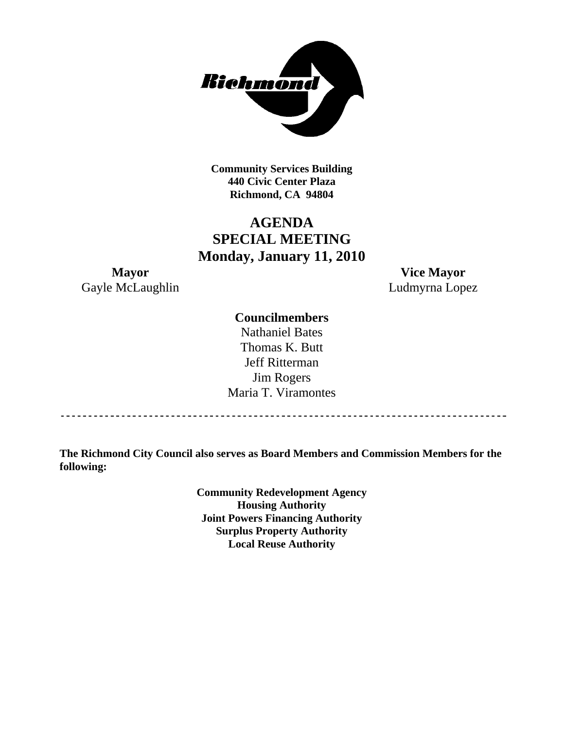Richmond

**Community Services Building**
**440 Civic Center Plaza**
**Richmond, CA 94804**

# AGENDA
# SPECIAL MEETING
# Monday, January 11, 2010

**Mayor**
Gayle McLaughlin

**Vice Mayor**
Ludmyrna Lopez

**Councilmembers**

Nathaniel Bates
Thomas K. Butt
Jeff Ritterman
Jim Rogers
Maria T. Viramontes

---

**The Richmond City Council also serves as Board Members and Commission Members for the following:**

**Community Redevelopment Agency**
**Housing Authority**
**Joint Powers Financing Authority**
**Surplus Property Authority**
**Local Reuse Authority**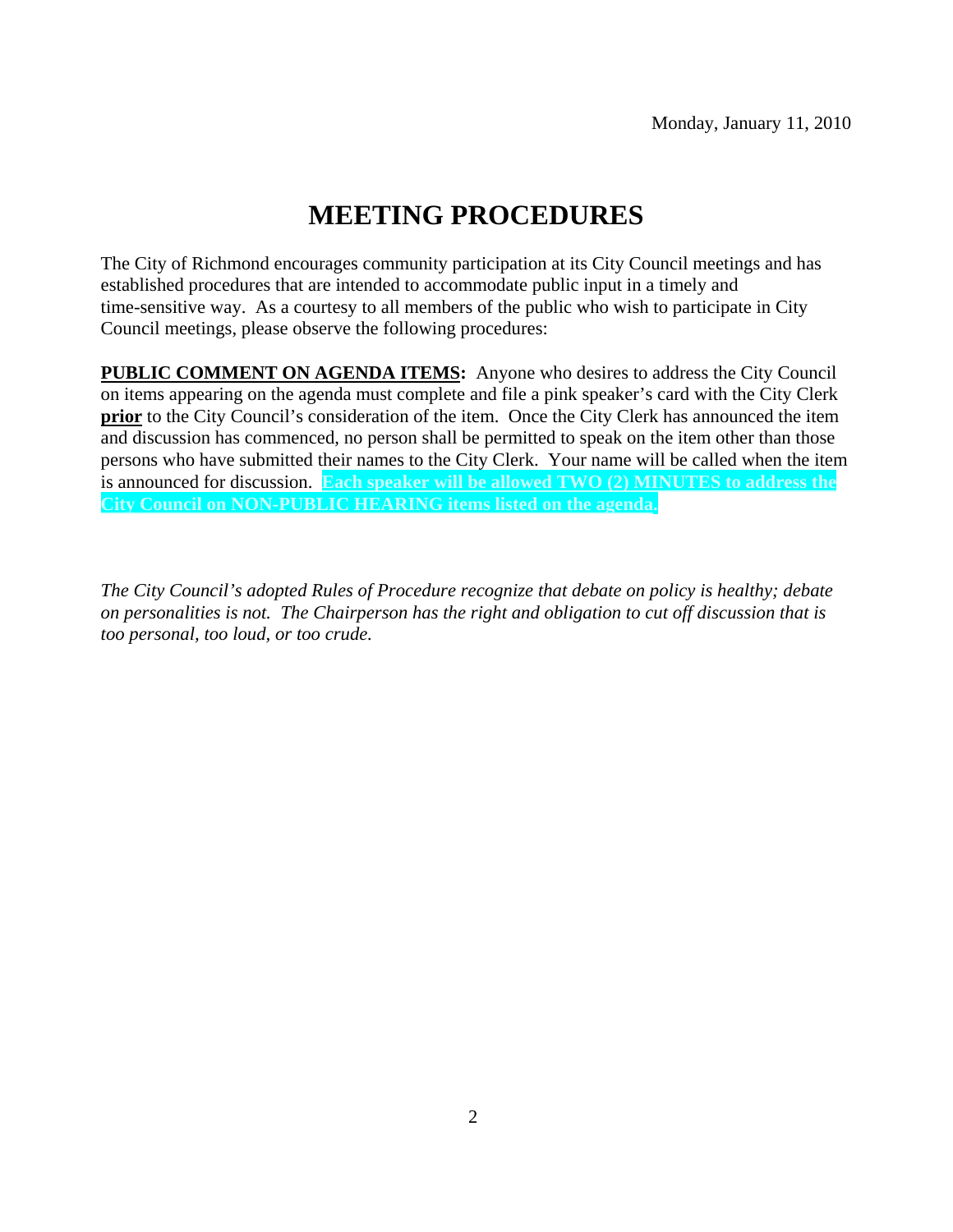Monday, January 11, 2010

# MEETING PROCEDURES

The City of Richmond encourages community participation at its City Council meetings and has established procedures that are intended to accommodate public input in a timely and time-sensitive way. As a courtesy to all members of the public who wish to participate in City Council meetings, please observe the following procedures:

**PUBLIC COMMENT ON AGENDA ITEMS:** Anyone who desires to address the City Council on items appearing on the agenda must complete and file a pink speaker's card with the City Clerk **prior** to the City Council's consideration of the item. Once the City Clerk has announced the item and discussion has commenced, no person shall be permitted to speak on the item other than those persons who have submitted their names to the City Clerk. Your name will be called when the item is announced for discussion. **Each speaker will be allowed TWO (2) MINUTES to address the City Council on NON-PUBLIC HEARING items listed on the agenda.**

*The City Council's adopted Rules of Procedure recognize that debate on policy is healthy; debate on personalities is not. The Chairperson has the right and obligation to cut off discussion that is too personal, too loud, or too crude.*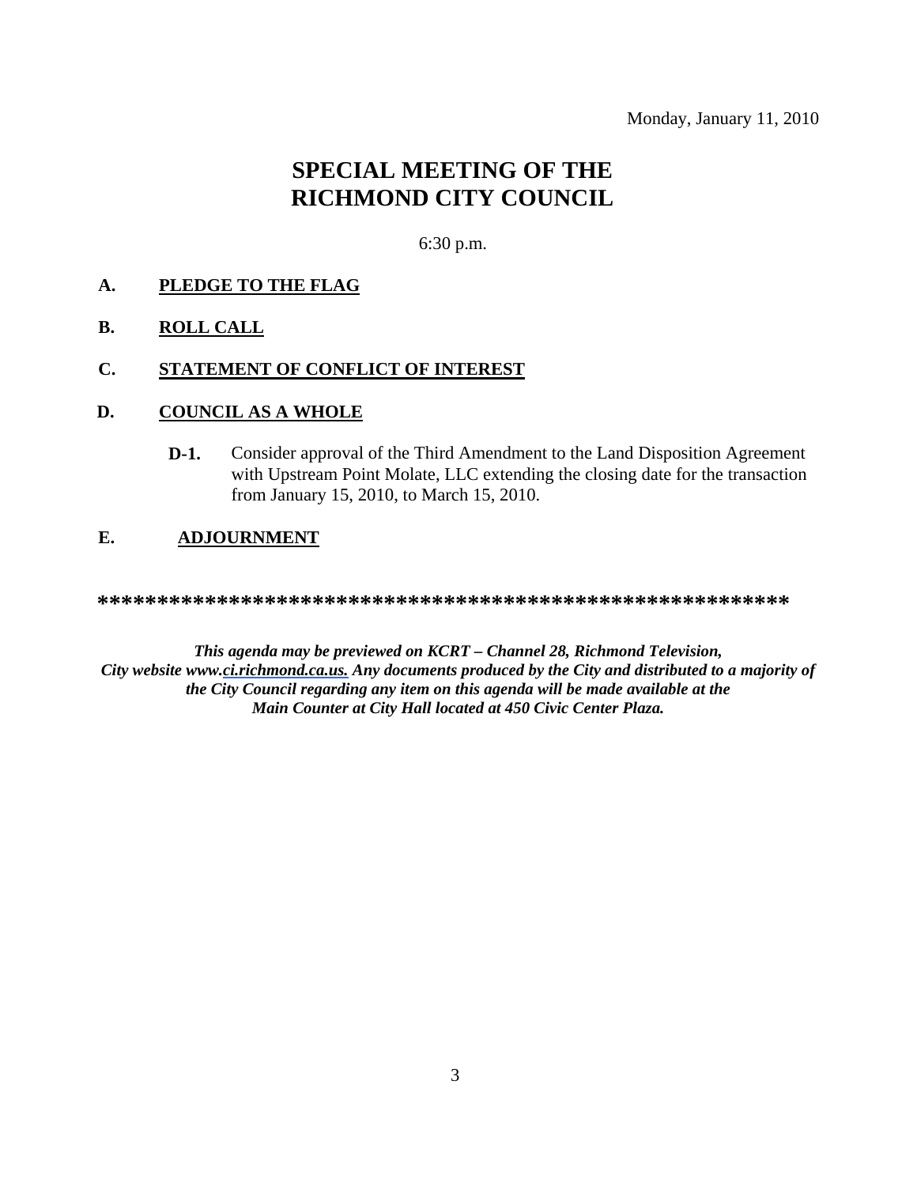Monday, January 11, 2010

# SPECIAL MEETING OF THE RICHMOND CITY COUNCIL

6:30 p.m.

**A. PLEDGE TO THE FLAG**

**B. ROLL CALL**

**C. STATEMENT OF CONFLICT OF INTEREST**

**D. COUNCIL AS A WHOLE**

**D-1.** Consider approval of the Third Amendment to the Land Disposition Agreement with Upstream Point Molate, LLC extending the closing date for the transaction from January 15, 2010, to March 15, 2010.

**E. ADJOURNMENT**

**\*\*\*\*\*\*\*\*\*\*\*\*\*\*\*\*\*\*\*\*\*\*\*\*\*\*\*\*\*\*\*\*\*\*\*\*\*\*\*\*\*\*\*\*\*\*\*\*\*\*\*\*\*\*\*\*\*\*\*\*\***

***This agenda may be previewed on KCRT – Channel 28, Richmond Television, City website www.ci.richmond.ca.us. Any documents produced by the City and distributed to a majority of the City Council regarding any item on this agenda will be made available at the Main Counter at City Hall located at 450 Civic Center Plaza.***